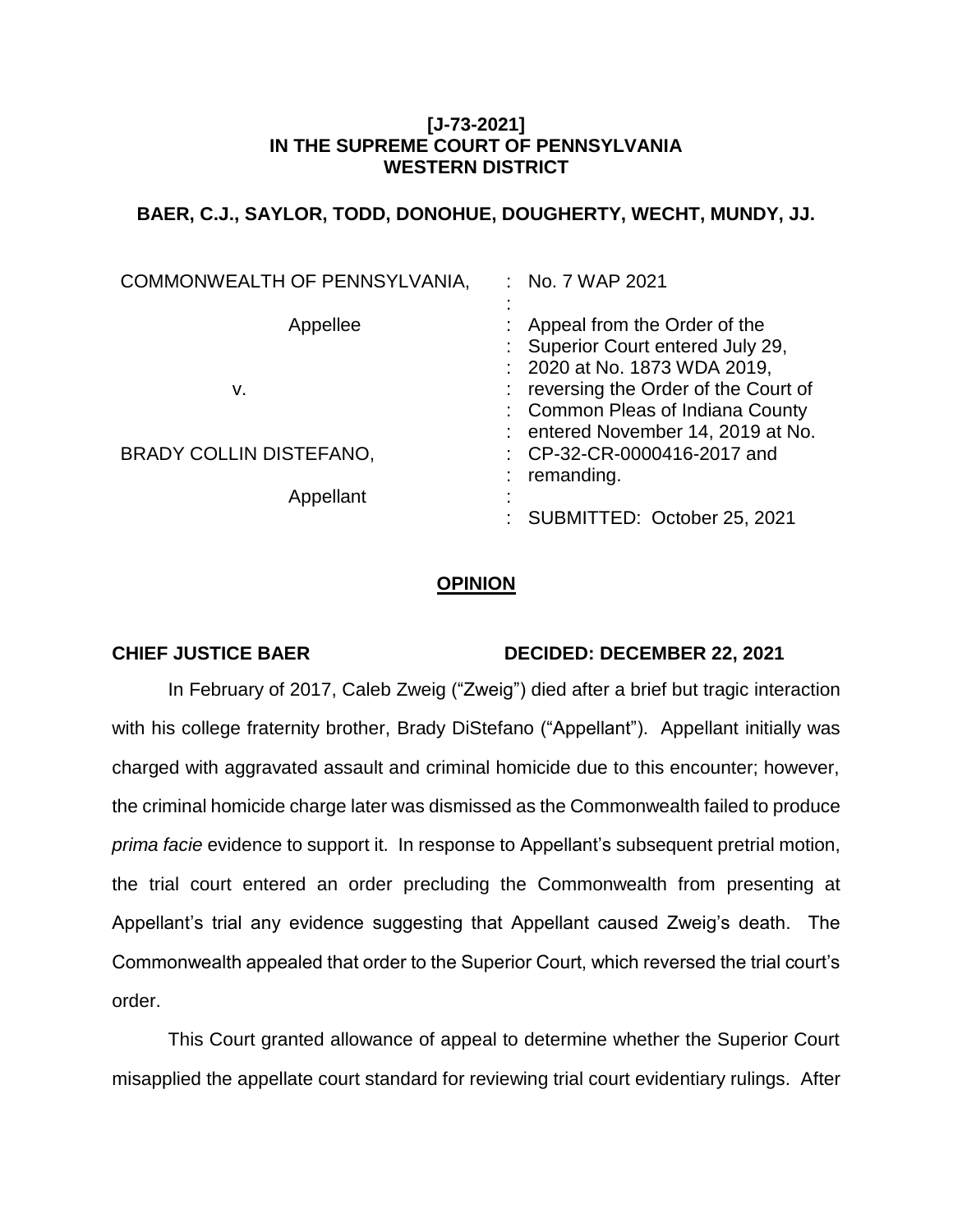**[J-73-2021]**
**IN THE SUPREME COURT OF PENNSYLVANIA**
**WESTERN DISTRICT**

**BAER, C.J., SAYLOR, TODD, DONOHUE, DOUGHERTY, WECHT, MUNDY, JJ.**

| | |
|---|---|
| COMMONWEALTH OF PENNSYLVANIA, | No. 7 WAP 2021 |
| Appellee | Appeal from the Order of the Superior Court entered July 29, 2020 at No. 1873 WDA 2019, reversing the Order of the Court of Common Pleas of Indiana County entered November 14, 2019 at No. CP-32-CR-0000416-2017 and remanding. |
| v. | |
| BRADY COLLIN DISTEFANO, | |
| Appellant | SUBMITTED: October 25, 2021 |

## OPINION

**CHIEF JUSTICE BAER** **DECIDED: DECEMBER 22, 2021**

In February of 2017, Caleb Zweig ("Zweig") died after a brief but tragic interaction with his college fraternity brother, Brady DiStefano ("Appellant"). Appellant initially was charged with aggravated assault and criminal homicide due to this encounter; however, the criminal homicide charge later was dismissed as the Commonwealth failed to produce *prima facie* evidence to support it. In response to Appellant's subsequent pretrial motion, the trial court entered an order precluding the Commonwealth from presenting at Appellant's trial any evidence suggesting that Appellant caused Zweig's death. The Commonwealth appealed that order to the Superior Court, which reversed the trial court's order.

This Court granted allowance of appeal to determine whether the Superior Court misapplied the appellate court standard for reviewing trial court evidentiary rulings. After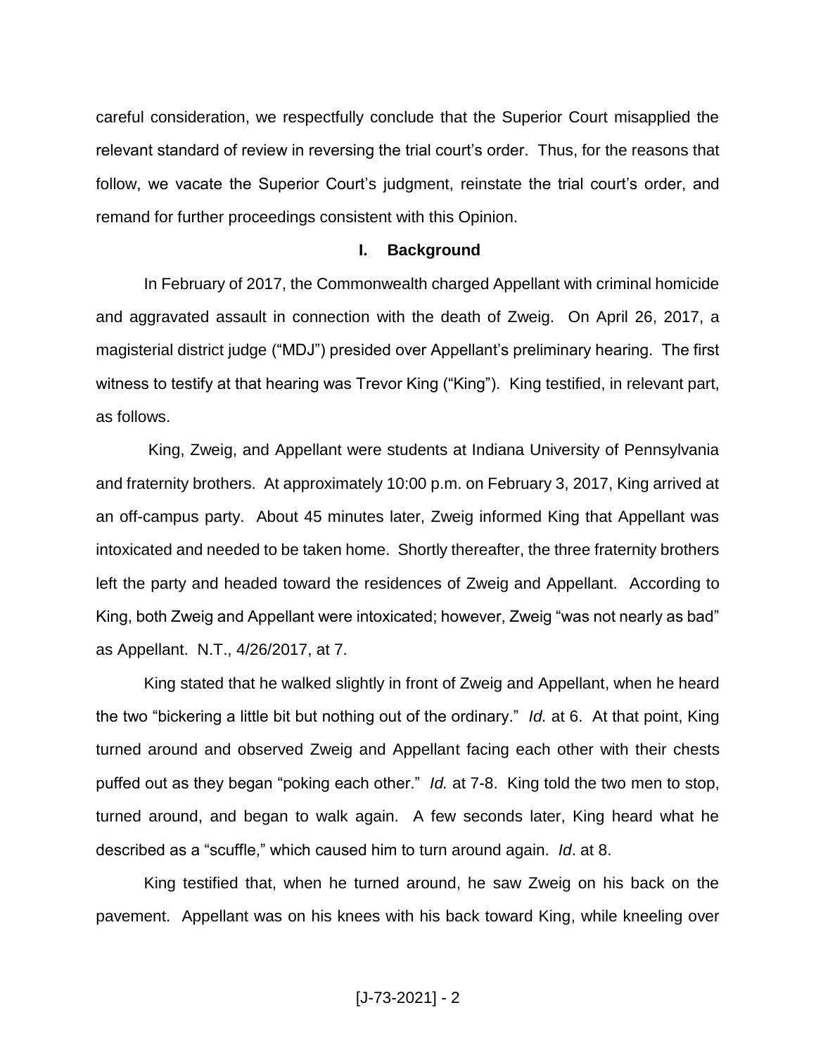careful consideration, we respectfully conclude that the Superior Court misapplied the relevant standard of review in reversing the trial court's order. Thus, for the reasons that follow, we vacate the Superior Court's judgment, reinstate the trial court's order, and remand for further proceedings consistent with this Opinion.

## I. Background

In February of 2017, the Commonwealth charged Appellant with criminal homicide and aggravated assault in connection with the death of Zweig. On April 26, 2017, a magisterial district judge ("MDJ") presided over Appellant's preliminary hearing. The first witness to testify at that hearing was Trevor King ("King"). King testified, in relevant part, as follows.

King, Zweig, and Appellant were students at Indiana University of Pennsylvania and fraternity brothers. At approximately 10:00 p.m. on February 3, 2017, King arrived at an off-campus party. About 45 minutes later, Zweig informed King that Appellant was intoxicated and needed to be taken home. Shortly thereafter, the three fraternity brothers left the party and headed toward the residences of Zweig and Appellant. According to King, both Zweig and Appellant were intoxicated; however, Zweig "was not nearly as bad" as Appellant. N.T., 4/26/2017, at 7.

King stated that he walked slightly in front of Zweig and Appellant, when he heard the two "bickering a little bit but nothing out of the ordinary." *Id.* at 6. At that point, King turned around and observed Zweig and Appellant facing each other with their chests puffed out as they began "poking each other." *Id.* at 7-8. King told the two men to stop, turned around, and began to walk again. A few seconds later, King heard what he described as a "scuffle," which caused him to turn around again. *Id*. at 8.

King testified that, when he turned around, he saw Zweig on his back on the pavement. Appellant was on his knees with his back toward King, while kneeling over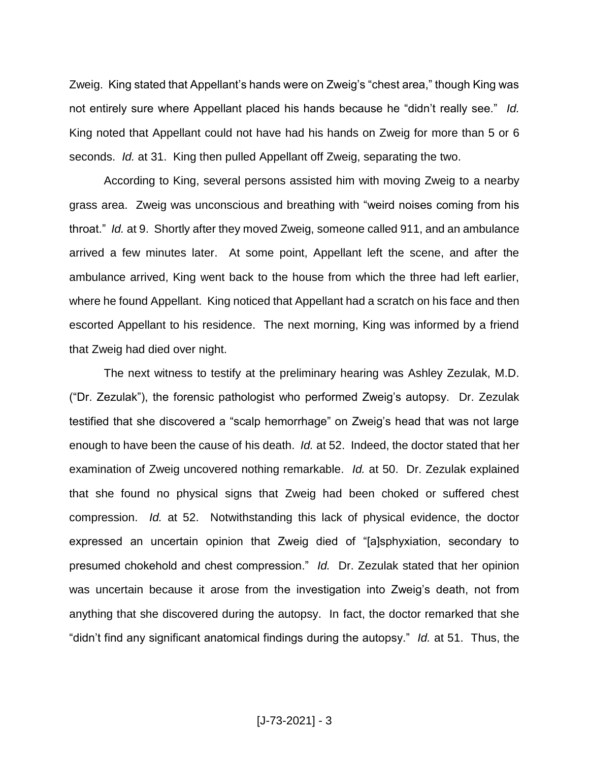Zweig. King stated that Appellant's hands were on Zweig's "chest area," though King was not entirely sure where Appellant placed his hands because he "didn't really see." *Id.* King noted that Appellant could not have had his hands on Zweig for more than 5 or 6 seconds. *Id.* at 31. King then pulled Appellant off Zweig, separating the two.

According to King, several persons assisted him with moving Zweig to a nearby grass area. Zweig was unconscious and breathing with "weird noises coming from his throat." *Id.* at 9. Shortly after they moved Zweig, someone called 911, and an ambulance arrived a few minutes later. At some point, Appellant left the scene, and after the ambulance arrived, King went back to the house from which the three had left earlier, where he found Appellant. King noticed that Appellant had a scratch on his face and then escorted Appellant to his residence. The next morning, King was informed by a friend that Zweig had died over night.

The next witness to testify at the preliminary hearing was Ashley Zezulak, M.D. ("Dr. Zezulak"), the forensic pathologist who performed Zweig's autopsy. Dr. Zezulak testified that she discovered a "scalp hemorrhage" on Zweig's head that was not large enough to have been the cause of his death. *Id.* at 52. Indeed, the doctor stated that her examination of Zweig uncovered nothing remarkable. *Id.* at 50. Dr. Zezulak explained that she found no physical signs that Zweig had been choked or suffered chest compression. *Id.* at 52. Notwithstanding this lack of physical evidence, the doctor expressed an uncertain opinion that Zweig died of "[a]sphyxiation, secondary to presumed chokehold and chest compression." *Id.* Dr. Zezulak stated that her opinion was uncertain because it arose from the investigation into Zweig's death, not from anything that she discovered during the autopsy. In fact, the doctor remarked that she "didn't find any significant anatomical findings during the autopsy." *Id.* at 51. Thus, the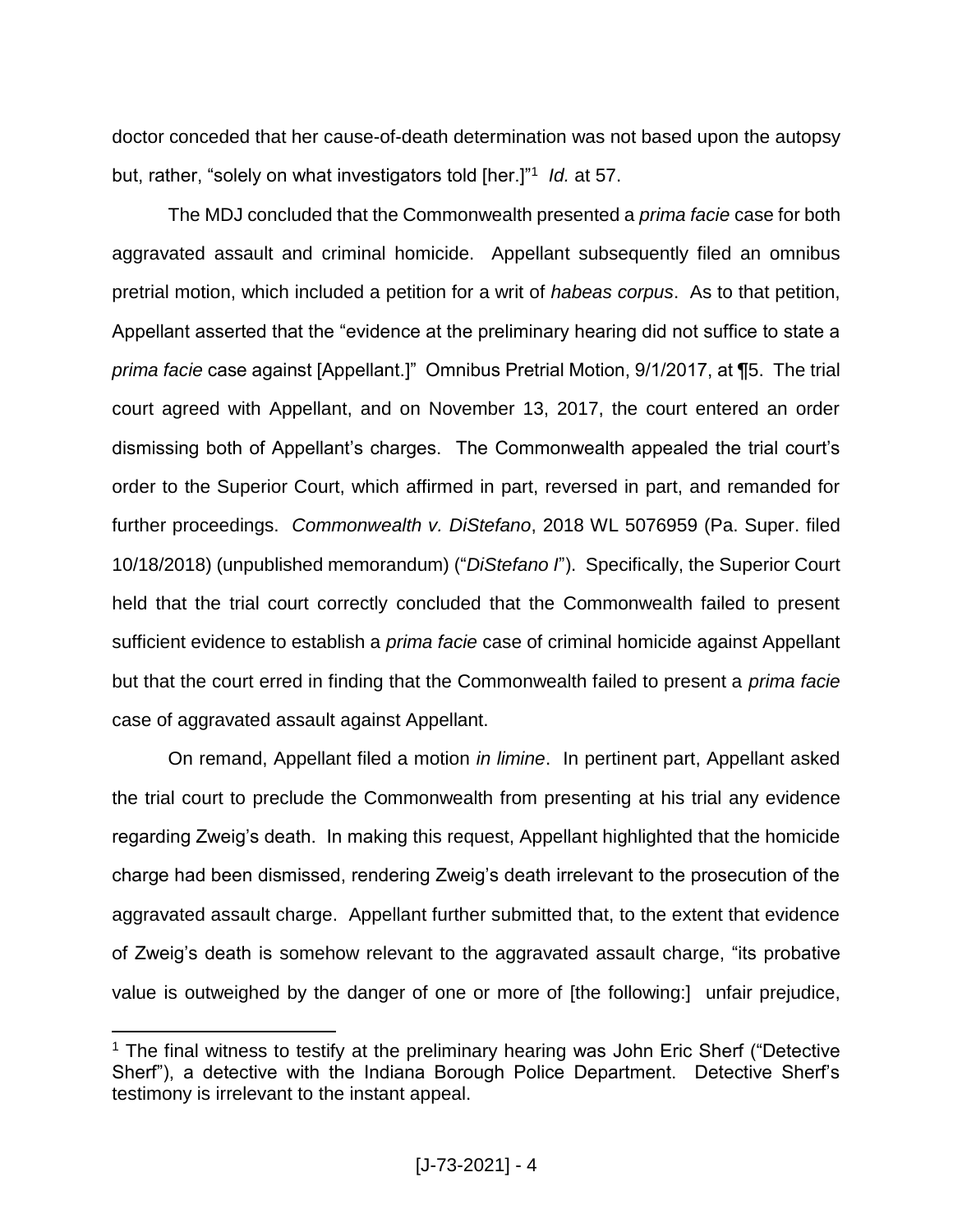doctor conceded that her cause-of-death determination was not based upon the autopsy but, rather, "solely on what investigators told [her.]"[1] *Id.* at 57.

The MDJ concluded that the Commonwealth presented a *prima facie* case for both aggravated assault and criminal homicide. Appellant subsequently filed an omnibus pretrial motion, which included a petition for a writ of *habeas corpus*. As to that petition, Appellant asserted that the "evidence at the preliminary hearing did not suffice to state a *prima facie* case against [Appellant.]" Omnibus Pretrial Motion, 9/1/2017, at ¶5. The trial court agreed with Appellant, and on November 13, 2017, the court entered an order dismissing both of Appellant's charges. The Commonwealth appealed the trial court's order to the Superior Court, which affirmed in part, reversed in part, and remanded for further proceedings. *Commonwealth v. DiStefano*, 2018 WL 5076959 (Pa. Super. filed 10/18/2018) (unpublished memorandum) ("*DiStefano I*"). Specifically, the Superior Court held that the trial court correctly concluded that the Commonwealth failed to present sufficient evidence to establish a *prima facie* case of criminal homicide against Appellant but that the court erred in finding that the Commonwealth failed to present a *prima facie* case of aggravated assault against Appellant.

On remand, Appellant filed a motion *in limine*. In pertinent part, Appellant asked the trial court to preclude the Commonwealth from presenting at his trial any evidence regarding Zweig's death. In making this request, Appellant highlighted that the homicide charge had been dismissed, rendering Zweig's death irrelevant to the prosecution of the aggravated assault charge. Appellant further submitted that, to the extent that evidence of Zweig's death is somehow relevant to the aggravated assault charge, "its probative value is outweighed by the danger of one or more of [the following:] unfair prejudice,

---

[1] The final witness to testify at the preliminary hearing was John Eric Sherf ("Detective Sherf"), a detective with the Indiana Borough Police Department. Detective Sherf's testimony is irrelevant to the instant appeal.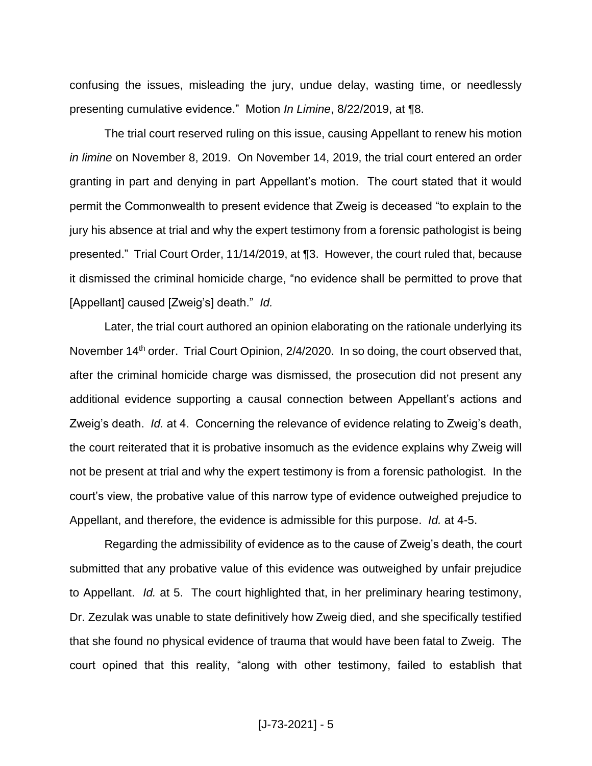confusing the issues, misleading the jury, undue delay, wasting time, or needlessly presenting cumulative evidence." Motion *In Limine*, 8/22/2019, at ¶8.

The trial court reserved ruling on this issue, causing Appellant to renew his motion *in limine* on November 8, 2019. On November 14, 2019, the trial court entered an order granting in part and denying in part Appellant's motion. The court stated that it would permit the Commonwealth to present evidence that Zweig is deceased "to explain to the jury his absence at trial and why the expert testimony from a forensic pathologist is being presented." Trial Court Order, 11/14/2019, at ¶3. However, the court ruled that, because it dismissed the criminal homicide charge, "no evidence shall be permitted to prove that [Appellant] caused [Zweig's] death." *Id.*

Later, the trial court authored an opinion elaborating on the rationale underlying its November 14th order. Trial Court Opinion, 2/4/2020. In so doing, the court observed that, after the criminal homicide charge was dismissed, the prosecution did not present any additional evidence supporting a causal connection between Appellant's actions and Zweig's death. *Id.* at 4. Concerning the relevance of evidence relating to Zweig's death, the court reiterated that it is probative insomuch as the evidence explains why Zweig will not be present at trial and why the expert testimony is from a forensic pathologist. In the court's view, the probative value of this narrow type of evidence outweighed prejudice to Appellant, and therefore, the evidence is admissible for this purpose. *Id.* at 4-5.

Regarding the admissibility of evidence as to the cause of Zweig's death, the court submitted that any probative value of this evidence was outweighed by unfair prejudice to Appellant. *Id.* at 5. The court highlighted that, in her preliminary hearing testimony, Dr. Zezulak was unable to state definitively how Zweig died, and she specifically testified that she found no physical evidence of trauma that would have been fatal to Zweig. The court opined that this reality, "along with other testimony, failed to establish that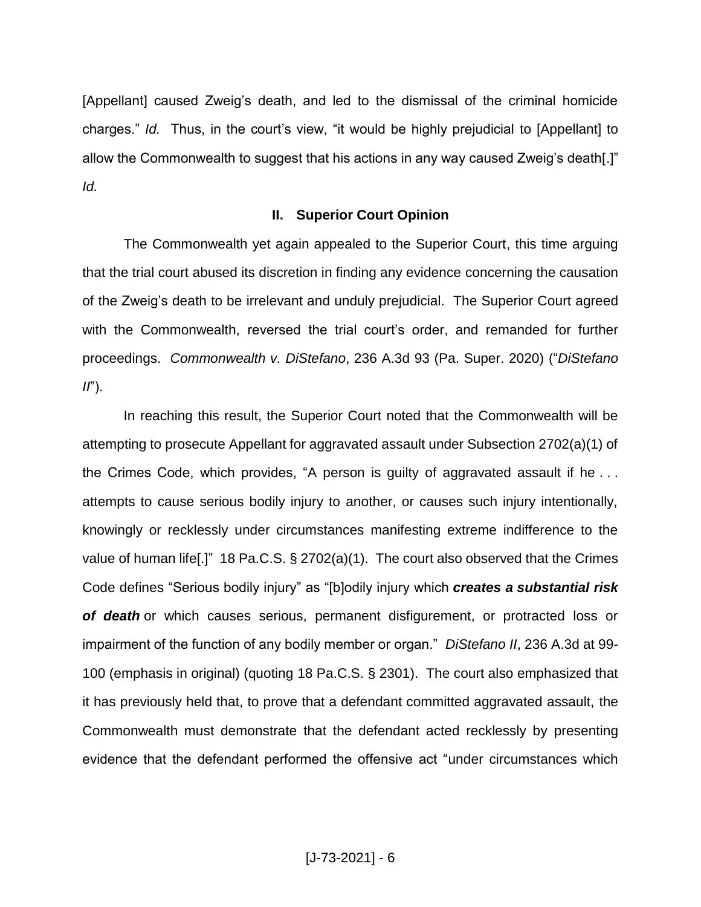[Appellant] caused Zweig's death, and led to the dismissal of the criminal homicide charges." *Id.* Thus, in the court's view, "it would be highly prejudicial to [Appellant] to allow the Commonwealth to suggest that his actions in any way caused Zweig's death[.]" *Id.*

## II. Superior Court Opinion

The Commonwealth yet again appealed to the Superior Court, this time arguing that the trial court abused its discretion in finding any evidence concerning the causation of the Zweig's death to be irrelevant and unduly prejudicial. The Superior Court agreed with the Commonwealth, reversed the trial court's order, and remanded for further proceedings. *Commonwealth v. DiStefano*, 236 A.3d 93 (Pa. Super. 2020) ("*DiStefano II*").

In reaching this result, the Superior Court noted that the Commonwealth will be attempting to prosecute Appellant for aggravated assault under Subsection 2702(a)(1) of the Crimes Code, which provides, "A person is guilty of aggravated assault if he . . . attempts to cause serious bodily injury to another, or causes such injury intentionally, knowingly or recklessly under circumstances manifesting extreme indifference to the value of human life[.]" 18 Pa.C.S. § 2702(a)(1). The court also observed that the Crimes Code defines "Serious bodily injury" as "[b]odily injury which ***creates a substantial risk of death*** or which causes serious, permanent disfigurement, or protracted loss or impairment of the function of any bodily member or organ." *DiStefano II*, 236 A.3d at 99-100 (emphasis in original) (quoting 18 Pa.C.S. § 2301). The court also emphasized that it has previously held that, to prove that a defendant committed aggravated assault, the Commonwealth must demonstrate that the defendant acted recklessly by presenting evidence that the defendant performed the offensive act "under circumstances which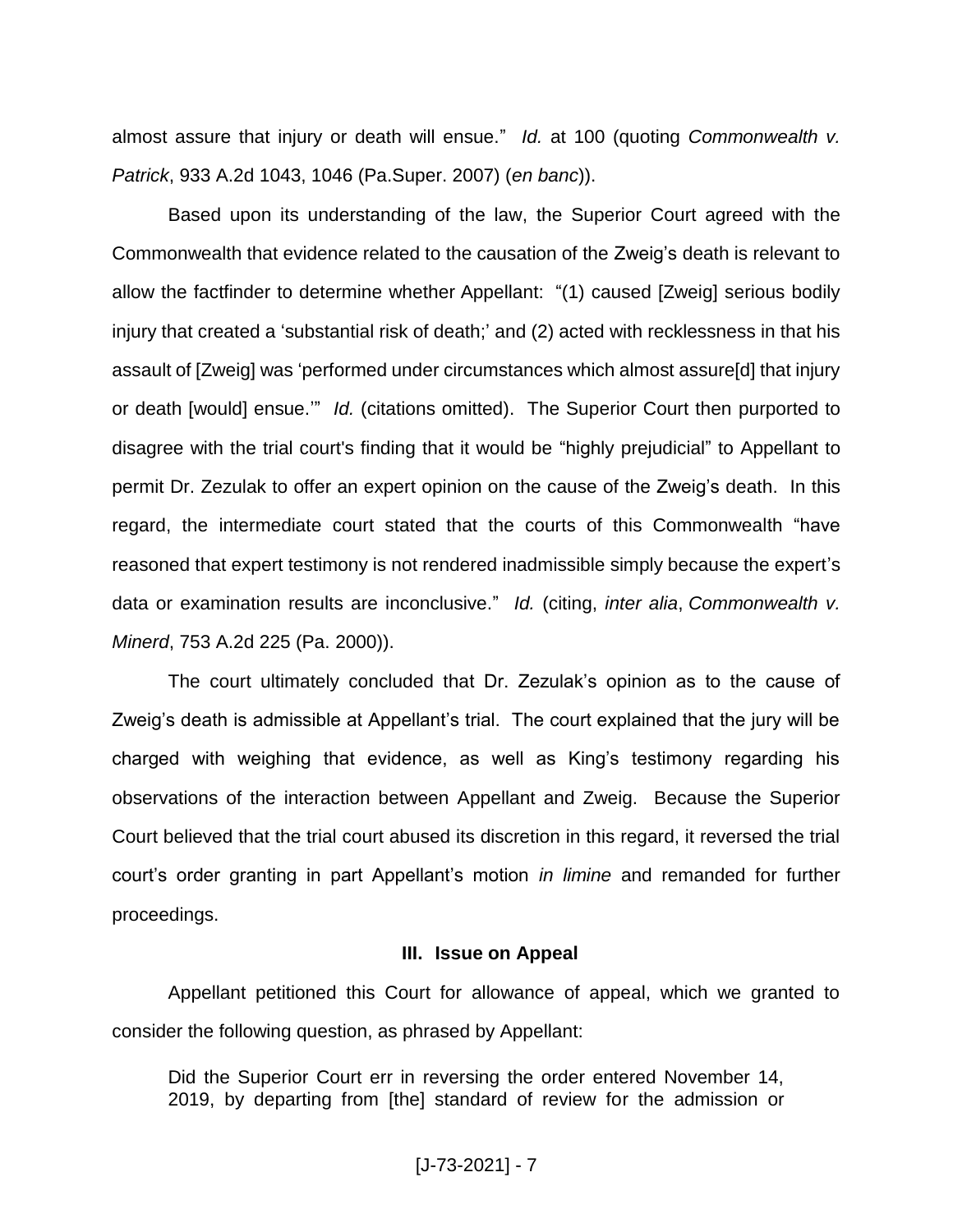almost assure that injury or death will ensue." *Id.* at 100 (quoting *Commonwealth v. Patrick*, 933 A.2d 1043, 1046 (Pa.Super. 2007) (*en banc*)).

Based upon its understanding of the law, the Superior Court agreed with the Commonwealth that evidence related to the causation of the Zweig's death is relevant to allow the factfinder to determine whether Appellant: "(1) caused [Zweig] serious bodily injury that created a 'substantial risk of death;' and (2) acted with recklessness in that his assault of [Zweig] was 'performed under circumstances which almost assure[d] that injury or death [would] ensue.'" *Id.* (citations omitted). The Superior Court then purported to disagree with the trial court's finding that it would be "highly prejudicial" to Appellant to permit Dr. Zezulak to offer an expert opinion on the cause of the Zweig's death. In this regard, the intermediate court stated that the courts of this Commonwealth "have reasoned that expert testimony is not rendered inadmissible simply because the expert's data or examination results are inconclusive." *Id.* (citing, *inter alia*, *Commonwealth v. Minerd*, 753 A.2d 225 (Pa. 2000)).

The court ultimately concluded that Dr. Zezulak's opinion as to the cause of Zweig's death is admissible at Appellant's trial. The court explained that the jury will be charged with weighing that evidence, as well as King's testimony regarding his observations of the interaction between Appellant and Zweig. Because the Superior Court believed that the trial court abused its discretion in this regard, it reversed the trial court's order granting in part Appellant's motion *in limine* and remanded for further proceedings.

## III. Issue on Appeal

Appellant petitioned this Court for allowance of appeal, which we granted to consider the following question, as phrased by Appellant:

> Did the Superior Court err in reversing the order entered November 14, 2019, by departing from [the] standard of review for the admission or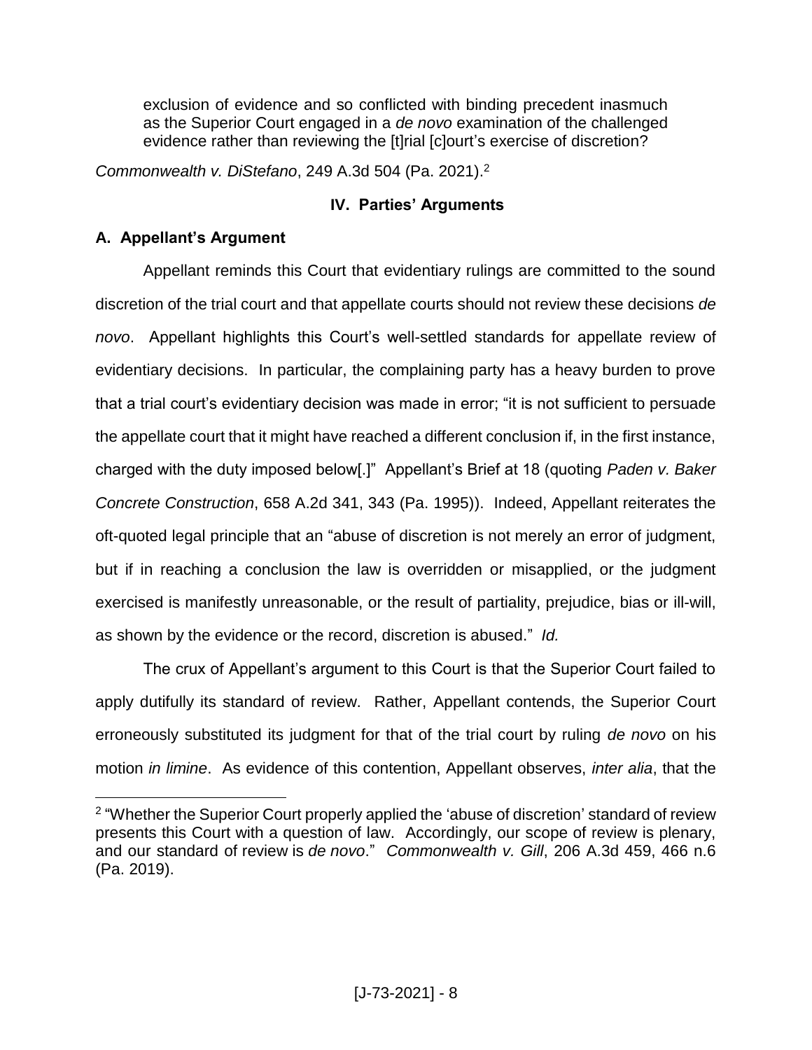exclusion of evidence and so conflicted with binding precedent inasmuch as the Superior Court engaged in a *de novo* examination of the challenged evidence rather than reviewing the [t]rial [c]ourt's exercise of discretion?

*Commonwealth v. DiStefano*, 249 A.3d 504 (Pa. 2021).[2]

## IV. Parties' Arguments

### A. Appellant's Argument

Appellant reminds this Court that evidentiary rulings are committed to the sound discretion of the trial court and that appellate courts should not review these decisions *de novo*. Appellant highlights this Court's well-settled standards for appellate review of evidentiary decisions. In particular, the complaining party has a heavy burden to prove that a trial court's evidentiary decision was made in error; "it is not sufficient to persuade the appellate court that it might have reached a different conclusion if, in the first instance, charged with the duty imposed below[.]" Appellant's Brief at 18 (quoting *Paden v. Baker Concrete Construction*, 658 A.2d 341, 343 (Pa. 1995)). Indeed, Appellant reiterates the oft-quoted legal principle that an "abuse of discretion is not merely an error of judgment, but if in reaching a conclusion the law is overridden or misapplied, or the judgment exercised is manifestly unreasonable, or the result of partiality, prejudice, bias or ill-will, as shown by the evidence or the record, discretion is abused." *Id.*

The crux of Appellant's argument to this Court is that the Superior Court failed to apply dutifully its standard of review. Rather, Appellant contends, the Superior Court erroneously substituted its judgment for that of the trial court by ruling *de novo* on his motion *in limine*. As evidence of this contention, Appellant observes, *inter alia*, that the

---

[2] "Whether the Superior Court properly applied the 'abuse of discretion' standard of review presents this Court with a question of law. Accordingly, our scope of review is plenary, and our standard of review is *de novo*." *Commonwealth v. Gill*, 206 A.3d 459, 466 n.6 (Pa. 2019).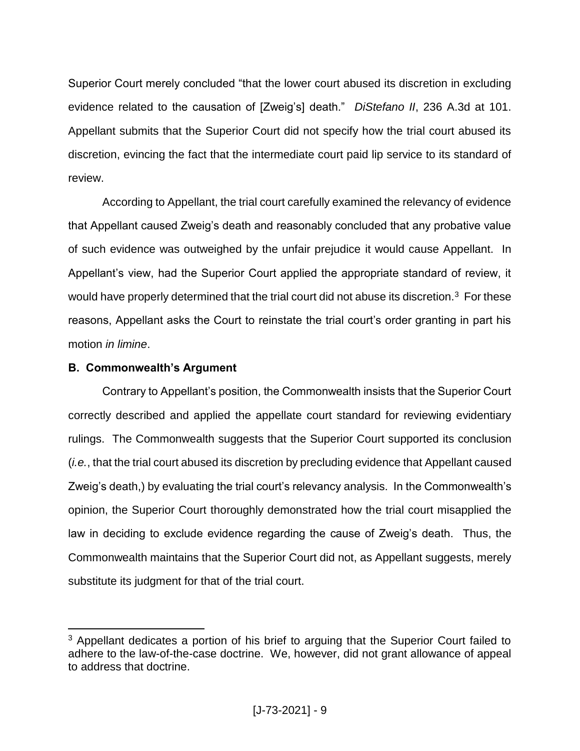Superior Court merely concluded "that the lower court abused its discretion in excluding evidence related to the causation of [Zweig's] death." *DiStefano II*, 236 A.3d at 101. Appellant submits that the Superior Court did not specify how the trial court abused its discretion, evincing the fact that the intermediate court paid lip service to its standard of review.

According to Appellant, the trial court carefully examined the relevancy of evidence that Appellant caused Zweig's death and reasonably concluded that any probative value of such evidence was outweighed by the unfair prejudice it would cause Appellant. In Appellant's view, had the Superior Court applied the appropriate standard of review, it would have properly determined that the trial court did not abuse its discretion.[3] For these reasons, Appellant asks the Court to reinstate the trial court's order granting in part his motion *in limine*.

**B. Commonwealth's Argument**

Contrary to Appellant's position, the Commonwealth insists that the Superior Court correctly described and applied the appellate court standard for reviewing evidentiary rulings. The Commonwealth suggests that the Superior Court supported its conclusion (*i.e.*, that the trial court abused its discretion by precluding evidence that Appellant caused Zweig's death,) by evaluating the trial court's relevancy analysis. In the Commonwealth's opinion, the Superior Court thoroughly demonstrated how the trial court misapplied the law in deciding to exclude evidence regarding the cause of Zweig's death. Thus, the Commonwealth maintains that the Superior Court did not, as Appellant suggests, merely substitute its judgment for that of the trial court.

---

[3] Appellant dedicates a portion of his brief to arguing that the Superior Court failed to adhere to the law-of-the-case doctrine. We, however, did not grant allowance of appeal to address that doctrine.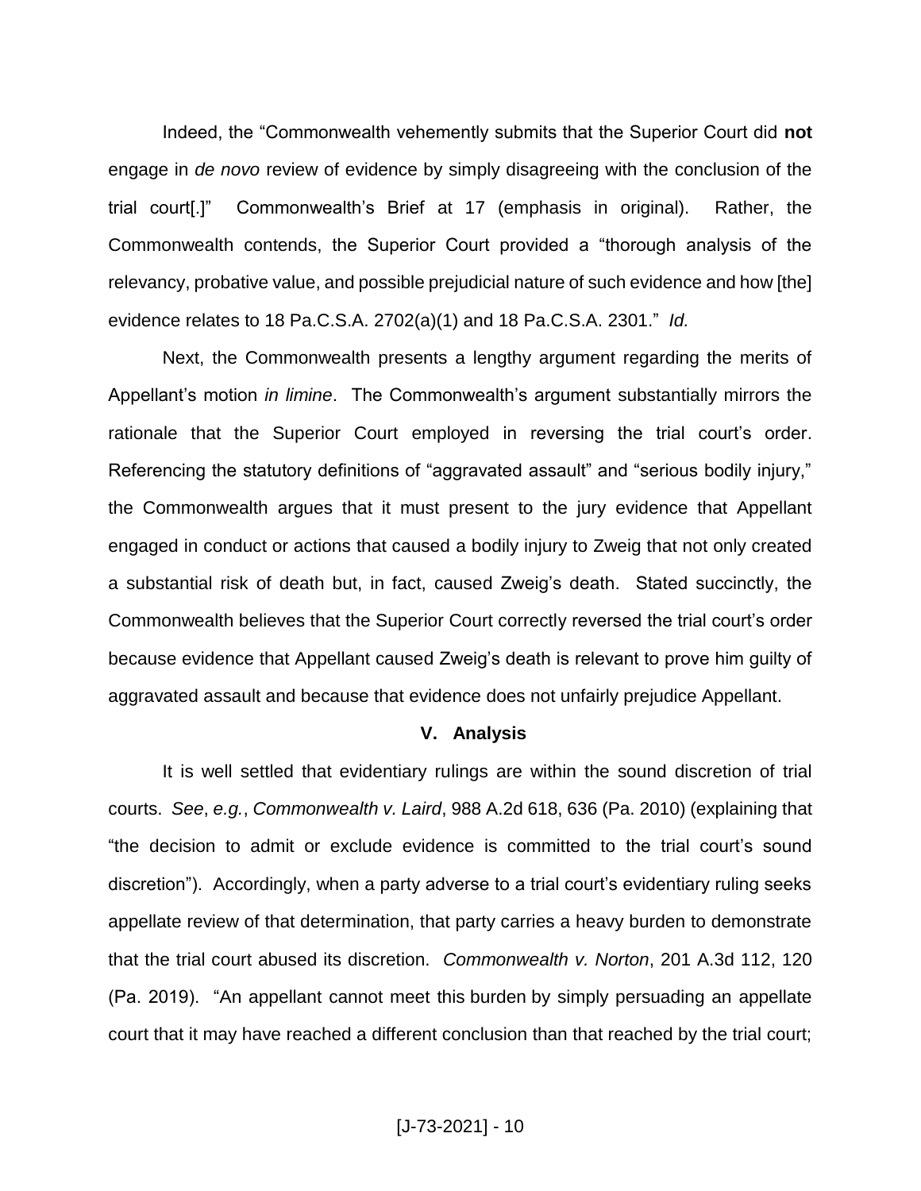Indeed, the "Commonwealth vehemently submits that the Superior Court did **not** engage in *de novo* review of evidence by simply disagreeing with the conclusion of the trial court[.]" Commonwealth's Brief at 17 (emphasis in original). Rather, the Commonwealth contends, the Superior Court provided a "thorough analysis of the relevancy, probative value, and possible prejudicial nature of such evidence and how [the] evidence relates to 18 Pa.C.S.A. 2702(a)(1) and 18 Pa.C.S.A. 2301." *Id.*

Next, the Commonwealth presents a lengthy argument regarding the merits of Appellant's motion *in limine*. The Commonwealth's argument substantially mirrors the rationale that the Superior Court employed in reversing the trial court's order. Referencing the statutory definitions of "aggravated assault" and "serious bodily injury," the Commonwealth argues that it must present to the jury evidence that Appellant engaged in conduct or actions that caused a bodily injury to Zweig that not only created a substantial risk of death but, in fact, caused Zweig's death. Stated succinctly, the Commonwealth believes that the Superior Court correctly reversed the trial court's order because evidence that Appellant caused Zweig's death is relevant to prove him guilty of aggravated assault and because that evidence does not unfairly prejudice Appellant.

## V. Analysis

It is well settled that evidentiary rulings are within the sound discretion of trial courts. *See*, *e.g.*, *Commonwealth v. Laird*, 988 A.2d 618, 636 (Pa. 2010) (explaining that "the decision to admit or exclude evidence is committed to the trial court's sound discretion"). Accordingly, when a party adverse to a trial court's evidentiary ruling seeks appellate review of that determination, that party carries a heavy burden to demonstrate that the trial court abused its discretion. *Commonwealth v. Norton*, 201 A.3d 112, 120 (Pa. 2019). "An appellant cannot meet this burden by simply persuading an appellate court that it may have reached a different conclusion than that reached by the trial court;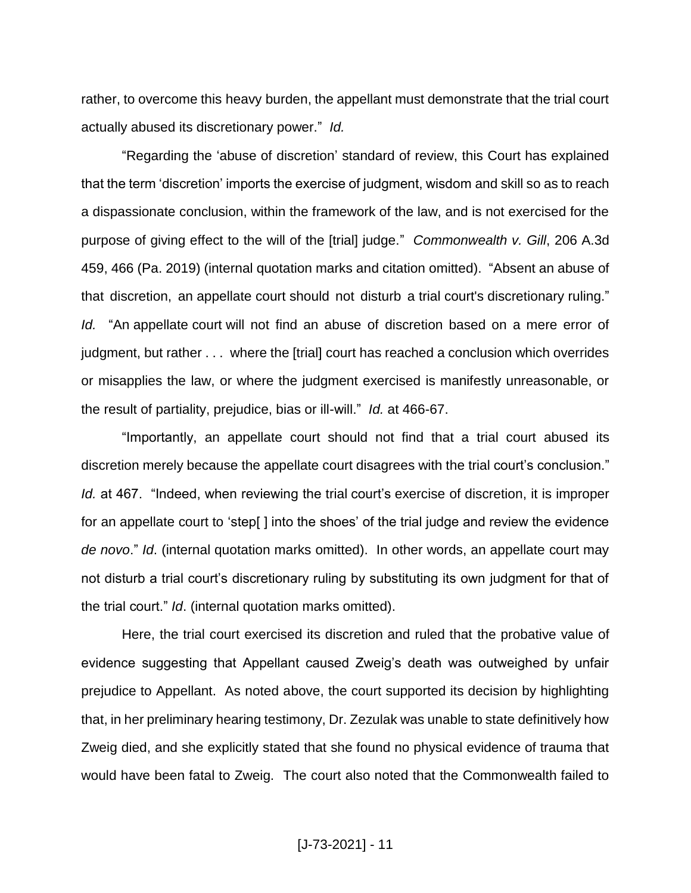rather, to overcome this heavy burden, the appellant must demonstrate that the trial court actually abused its discretionary power." *Id.*

"Regarding the 'abuse of discretion' standard of review, this Court has explained that the term 'discretion' imports the exercise of judgment, wisdom and skill so as to reach a dispassionate conclusion, within the framework of the law, and is not exercised for the purpose of giving effect to the will of the [trial] judge." *Commonwealth v. Gill*, 206 A.3d 459, 466 (Pa. 2019) (internal quotation marks and citation omitted). "Absent an abuse of that discretion, an appellate court should not disturb a trial court's discretionary ruling." *Id.* "An appellate court will not find an abuse of discretion based on a mere error of judgment, but rather . . . where the [trial] court has reached a conclusion which overrides or misapplies the law, or where the judgment exercised is manifestly unreasonable, or the result of partiality, prejudice, bias or ill-will." *Id.* at 466-67.

"Importantly, an appellate court should not find that a trial court abused its discretion merely because the appellate court disagrees with the trial court's conclusion." *Id.* at 467. "Indeed, when reviewing the trial court's exercise of discretion, it is improper for an appellate court to 'step[ ] into the shoes' of the trial judge and review the evidence *de novo*." *Id*. (internal quotation marks omitted). In other words, an appellate court may not disturb a trial court's discretionary ruling by substituting its own judgment for that of the trial court." *Id*. (internal quotation marks omitted).

Here, the trial court exercised its discretion and ruled that the probative value of evidence suggesting that Appellant caused Zweig's death was outweighed by unfair prejudice to Appellant. As noted above, the court supported its decision by highlighting that, in her preliminary hearing testimony, Dr. Zezulak was unable to state definitively how Zweig died, and she explicitly stated that she found no physical evidence of trauma that would have been fatal to Zweig. The court also noted that the Commonwealth failed to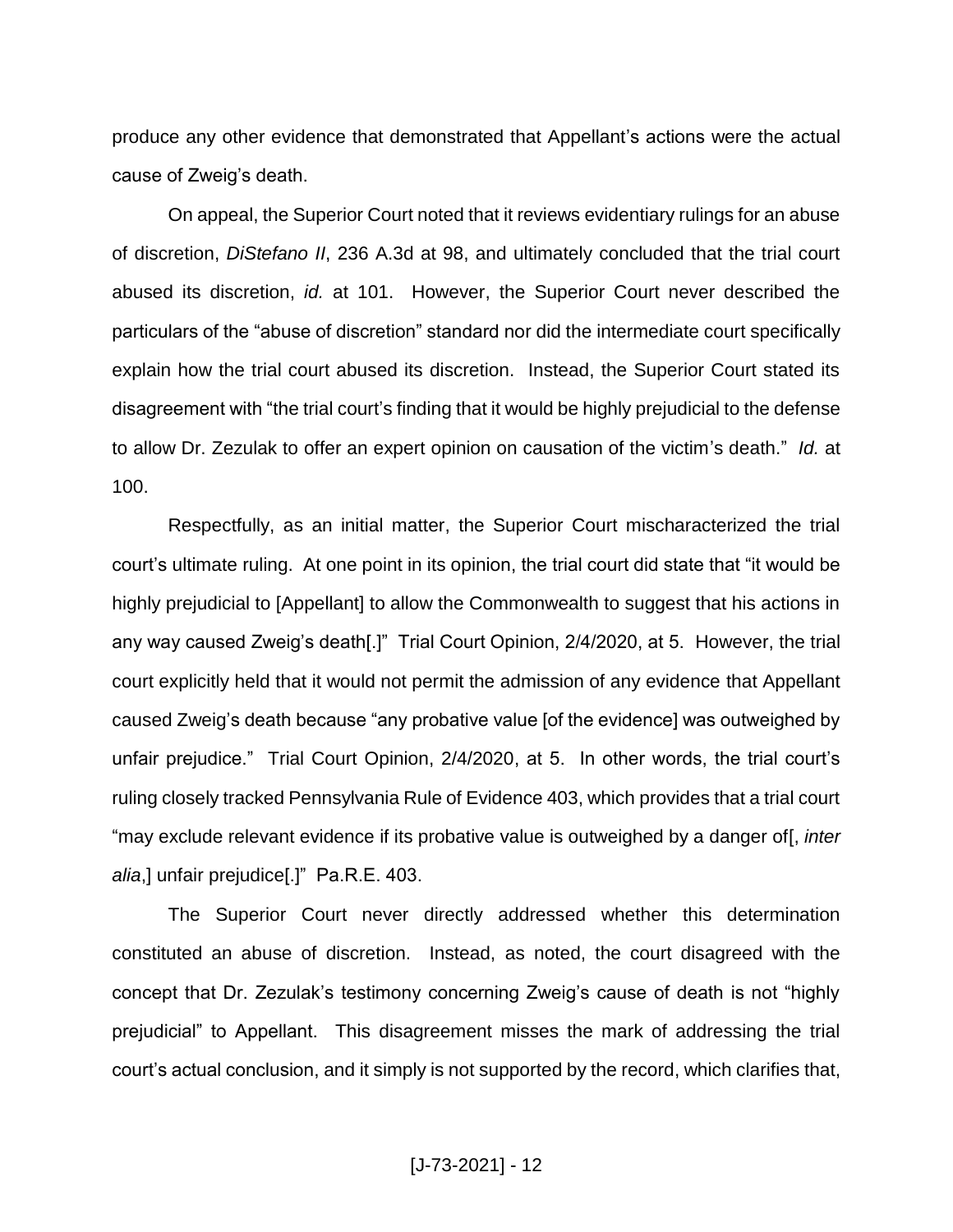produce any other evidence that demonstrated that Appellant's actions were the actual cause of Zweig's death.

On appeal, the Superior Court noted that it reviews evidentiary rulings for an abuse of discretion, *DiStefano II*, 236 A.3d at 98, and ultimately concluded that the trial court abused its discretion, *id.* at 101. However, the Superior Court never described the particulars of the "abuse of discretion" standard nor did the intermediate court specifically explain how the trial court abused its discretion. Instead, the Superior Court stated its disagreement with "the trial court's finding that it would be highly prejudicial to the defense to allow Dr. Zezulak to offer an expert opinion on causation of the victim's death." *Id.* at 100.

Respectfully, as an initial matter, the Superior Court mischaracterized the trial court's ultimate ruling. At one point in its opinion, the trial court did state that "it would be highly prejudicial to [Appellant] to allow the Commonwealth to suggest that his actions in any way caused Zweig's death[.]" Trial Court Opinion, 2/4/2020, at 5. However, the trial court explicitly held that it would not permit the admission of any evidence that Appellant caused Zweig's death because "any probative value [of the evidence] was outweighed by unfair prejudice." Trial Court Opinion, 2/4/2020, at 5. In other words, the trial court's ruling closely tracked Pennsylvania Rule of Evidence 403, which provides that a trial court "may exclude relevant evidence if its probative value is outweighed by a danger of[, *inter alia*,] unfair prejudice[.]" Pa.R.E. 403.

The Superior Court never directly addressed whether this determination constituted an abuse of discretion. Instead, as noted, the court disagreed with the concept that Dr. Zezulak's testimony concerning Zweig's cause of death is not "highly prejudicial" to Appellant. This disagreement misses the mark of addressing the trial court's actual conclusion, and it simply is not supported by the record, which clarifies that,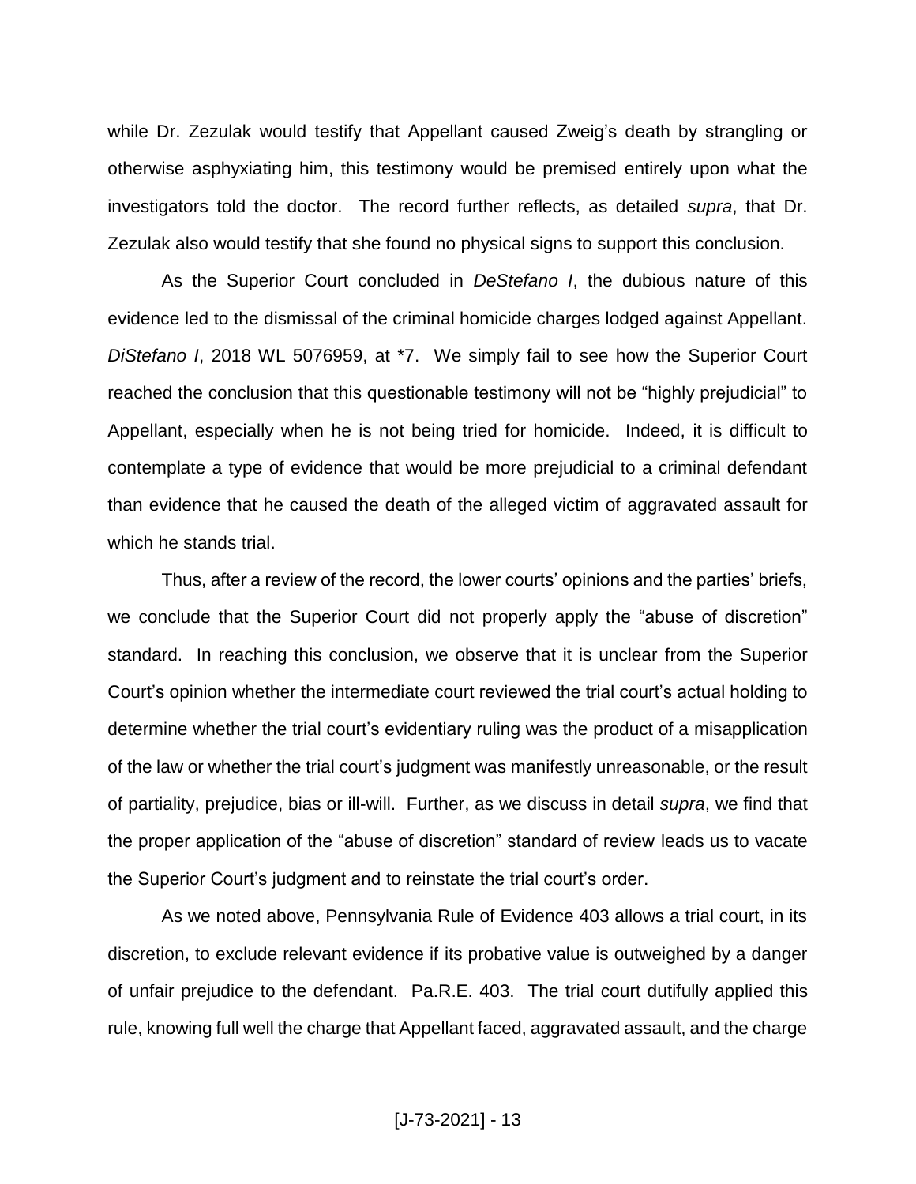while Dr. Zezulak would testify that Appellant caused Zweig's death by strangling or otherwise asphyxiating him, this testimony would be premised entirely upon what the investigators told the doctor. The record further reflects, as detailed *supra*, that Dr. Zezulak also would testify that she found no physical signs to support this conclusion.

As the Superior Court concluded in *DeStefano I*, the dubious nature of this evidence led to the dismissal of the criminal homicide charges lodged against Appellant. *DiStefano I*, 2018 WL 5076959, at *7. We simply fail to see how the Superior Court reached the conclusion that this questionable testimony will not be "highly prejudicial" to Appellant, especially when he is not being tried for homicide. Indeed, it is difficult to contemplate a type of evidence that would be more prejudicial to a criminal defendant than evidence that he caused the death of the alleged victim of aggravated assault for which he stands trial.

Thus, after a review of the record, the lower courts' opinions and the parties' briefs, we conclude that the Superior Court did not properly apply the "abuse of discretion" standard. In reaching this conclusion, we observe that it is unclear from the Superior Court's opinion whether the intermediate court reviewed the trial court's actual holding to determine whether the trial court's evidentiary ruling was the product of a misapplication of the law or whether the trial court's judgment was manifestly unreasonable, or the result of partiality, prejudice, bias or ill-will. Further, as we discuss in detail *supra*, we find that the proper application of the "abuse of discretion" standard of review leads us to vacate the Superior Court's judgment and to reinstate the trial court's order.

As we noted above, Pennsylvania Rule of Evidence 403 allows a trial court, in its discretion, to exclude relevant evidence if its probative value is outweighed by a danger of unfair prejudice to the defendant. Pa.R.E. 403. The trial court dutifully applied this rule, knowing full well the charge that Appellant faced, aggravated assault, and the charge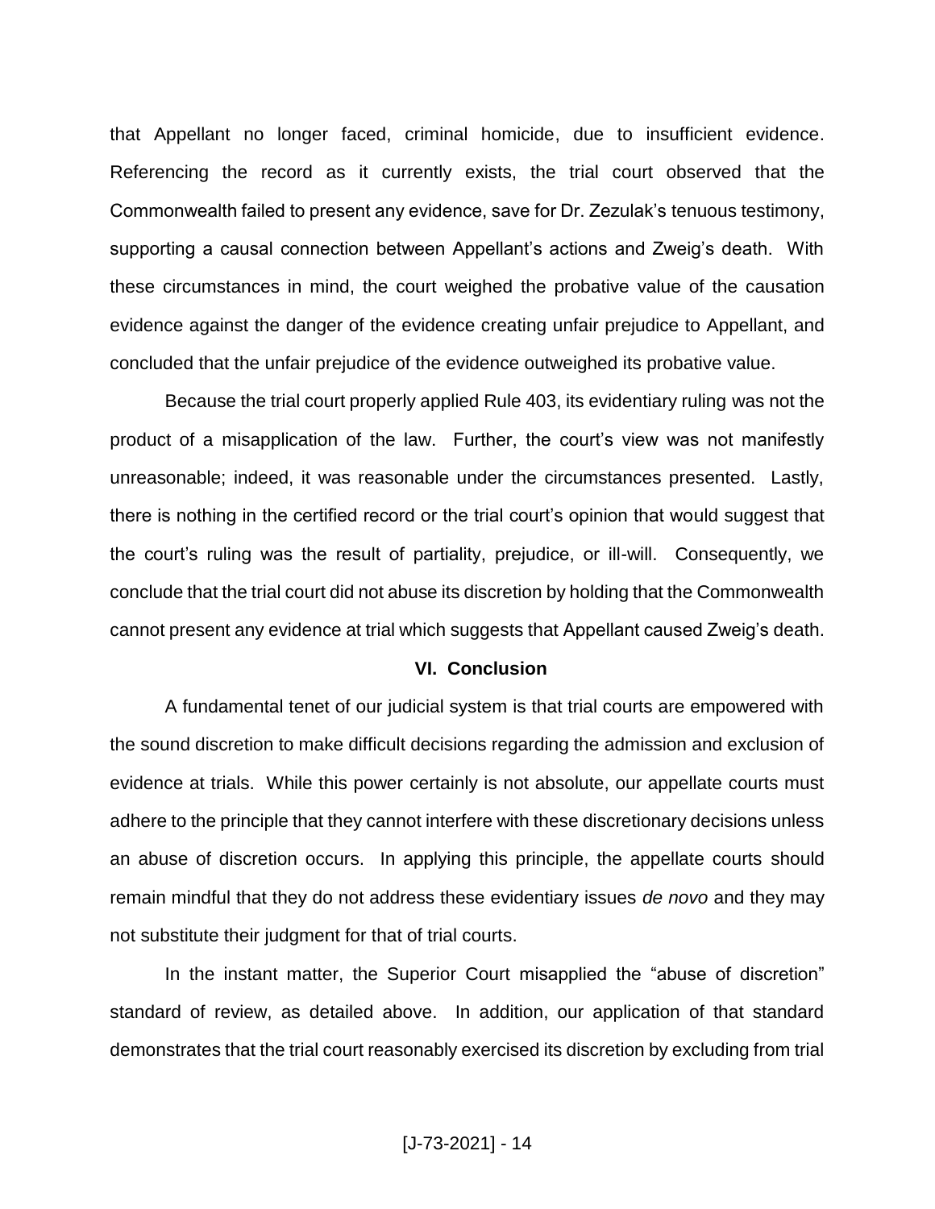that Appellant no longer faced, criminal homicide, due to insufficient evidence. Referencing the record as it currently exists, the trial court observed that the Commonwealth failed to present any evidence, save for Dr. Zezulak's tenuous testimony, supporting a causal connection between Appellant's actions and Zweig's death. With these circumstances in mind, the court weighed the probative value of the causation evidence against the danger of the evidence creating unfair prejudice to Appellant, and concluded that the unfair prejudice of the evidence outweighed its probative value.

Because the trial court properly applied Rule 403, its evidentiary ruling was not the product of a misapplication of the law. Further, the court's view was not manifestly unreasonable; indeed, it was reasonable under the circumstances presented. Lastly, there is nothing in the certified record or the trial court's opinion that would suggest that the court's ruling was the result of partiality, prejudice, or ill-will. Consequently, we conclude that the trial court did not abuse its discretion by holding that the Commonwealth cannot present any evidence at trial which suggests that Appellant caused Zweig's death.

## VI. Conclusion

A fundamental tenet of our judicial system is that trial courts are empowered with the sound discretion to make difficult decisions regarding the admission and exclusion of evidence at trials. While this power certainly is not absolute, our appellate courts must adhere to the principle that they cannot interfere with these discretionary decisions unless an abuse of discretion occurs. In applying this principle, the appellate courts should remain mindful that they do not address these evidentiary issues *de novo* and they may not substitute their judgment for that of trial courts.

In the instant matter, the Superior Court misapplied the "abuse of discretion" standard of review, as detailed above. In addition, our application of that standard demonstrates that the trial court reasonably exercised its discretion by excluding from trial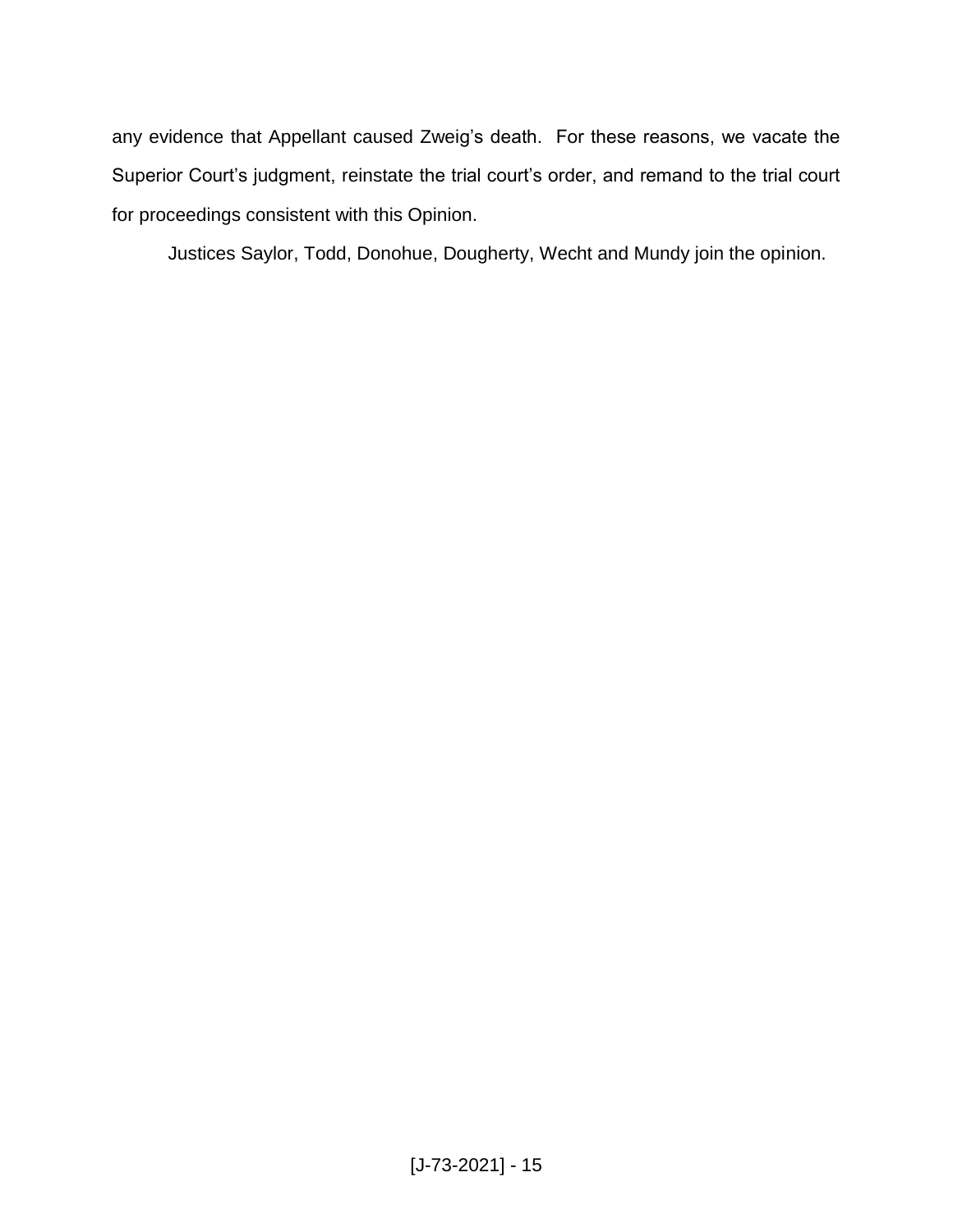any evidence that Appellant caused Zweig's death. For these reasons, we vacate the Superior Court's judgment, reinstate the trial court's order, and remand to the trial court for proceedings consistent with this Opinion.

Justices Saylor, Todd, Donohue, Dougherty, Wecht and Mundy join the opinion.